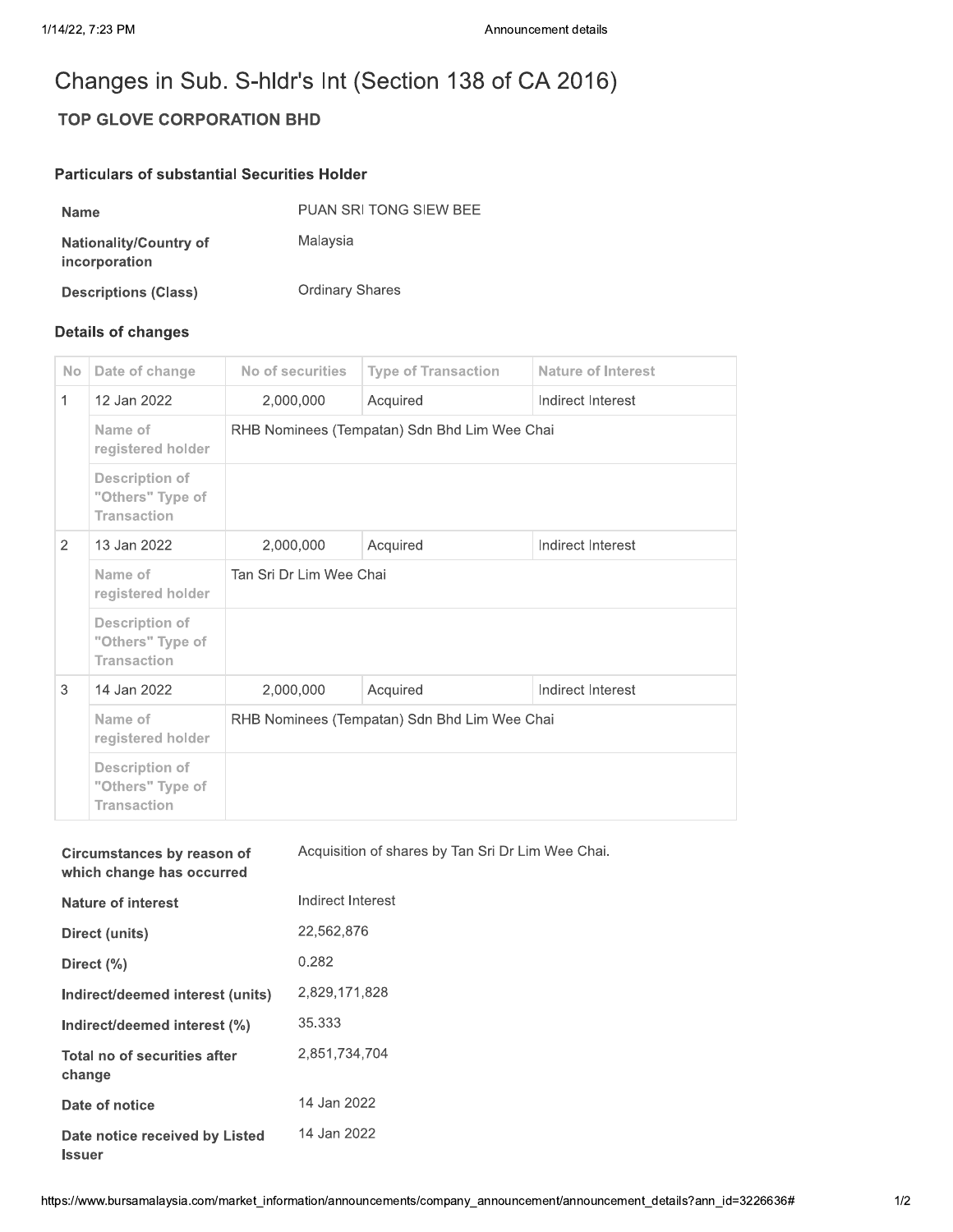# Changes in Sub. S-hldr's Int (Section 138 of CA 2016)

## TOP GLOVE CORPORATION BHD

### Particulars of substantial Securities Holder

| | |
|---|---|
| **Name** | PUAN SRI TONG SIEW BEE |
| **Nationality/Country of incorporation** | Malaysia |
| **Descriptions (Class)** | Ordinary Shares |

### Details of changes

| No | Date of change | No of securities | Type of Transaction | Nature of Interest |
|---|---|---|---|---|
| 1 | 12 Jan 2022 | 2,000,000 | Acquired | Indirect Interest |
| | Name of registered holder | RHB Nominees (Tempatan) Sdn Bhd Lim Wee Chai | | |
| | Description of "Others" Type of Transaction | | | |
| 2 | 13 Jan 2022 | 2,000,000 | Acquired | Indirect Interest |
| | Name of registered holder | Tan Sri Dr Lim Wee Chai | | |
| | Description of "Others" Type of Transaction | | | |
| 3 | 14 Jan 2022 | 2,000,000 | Acquired | Indirect Interest |
| | Name of registered holder | RHB Nominees (Tempatan) Sdn Bhd Lim Wee Chai | | |
| | Description of "Others" Type of Transaction | | | |

| | |
|---|---|
| **Circumstances by reason of which change has occurred** | Acquisition of shares by Tan Sri Dr Lim Wee Chai. |
| **Nature of interest** | Indirect Interest |
| **Direct (units)** | 22,562,876 |
| **Direct (%)** | 0.282 |
| **Indirect/deemed interest (units)** | 2,829,171,828 |
| **Indirect/deemed interest (%)** | 35.333 |
| **Total no of securities after change** | 2,851,734,704 |
| **Date of notice** | 14 Jan 2022 |
| **Date notice received by Listed Issuer** | 14 Jan 2022 |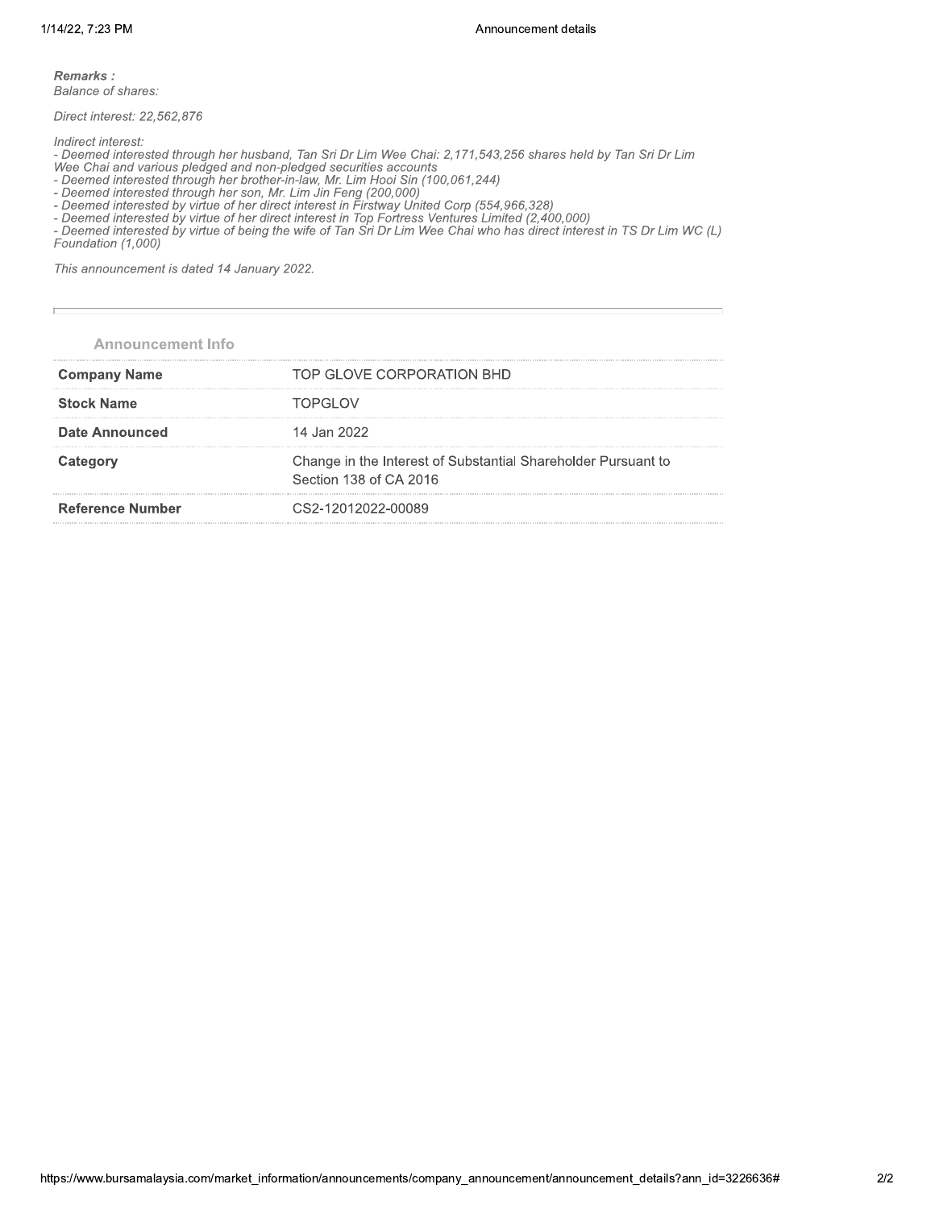***Remarks :***
*Balance of shares:*

*Direct interest: 22,562,876*

*Indirect interest:*
*- Deemed interested through her husband, Tan Sri Dr Lim Wee Chai: 2,171,543,256 shares held by Tan Sri Dr Lim Wee Chai and various pledged and non-pledged securities accounts*
*- Deemed interested through her brother-in-law, Mr. Lim Hooi Sin (100,061,244)*
*- Deemed interested through her son, Mr. Lim Jin Feng (200,000)*
*- Deemed interested by virtue of her direct interest in Firstway United Corp (554,966,328)*
*- Deemed interested by virtue of her direct interest in Top Fortress Ventures Limited (2,400,000)*
*- Deemed interested by virtue of being the wife of Tan Sri Dr Lim Wee Chai who has direct interest in TS Dr Lim WC (L) Foundation (1,000)*

*This announcement is dated 14 January 2022.*

## Announcement Info

| | |
|---|---|
| **Company Name** | TOP GLOVE CORPORATION BHD |
| **Stock Name** | TOPGLOV |
| **Date Announced** | 14 Jan 2022 |
| **Category** | Change in the Interest of Substantial Shareholder Pursuant to Section 138 of CA 2016 |
| **Reference Number** | CS2-12012022-00089 |